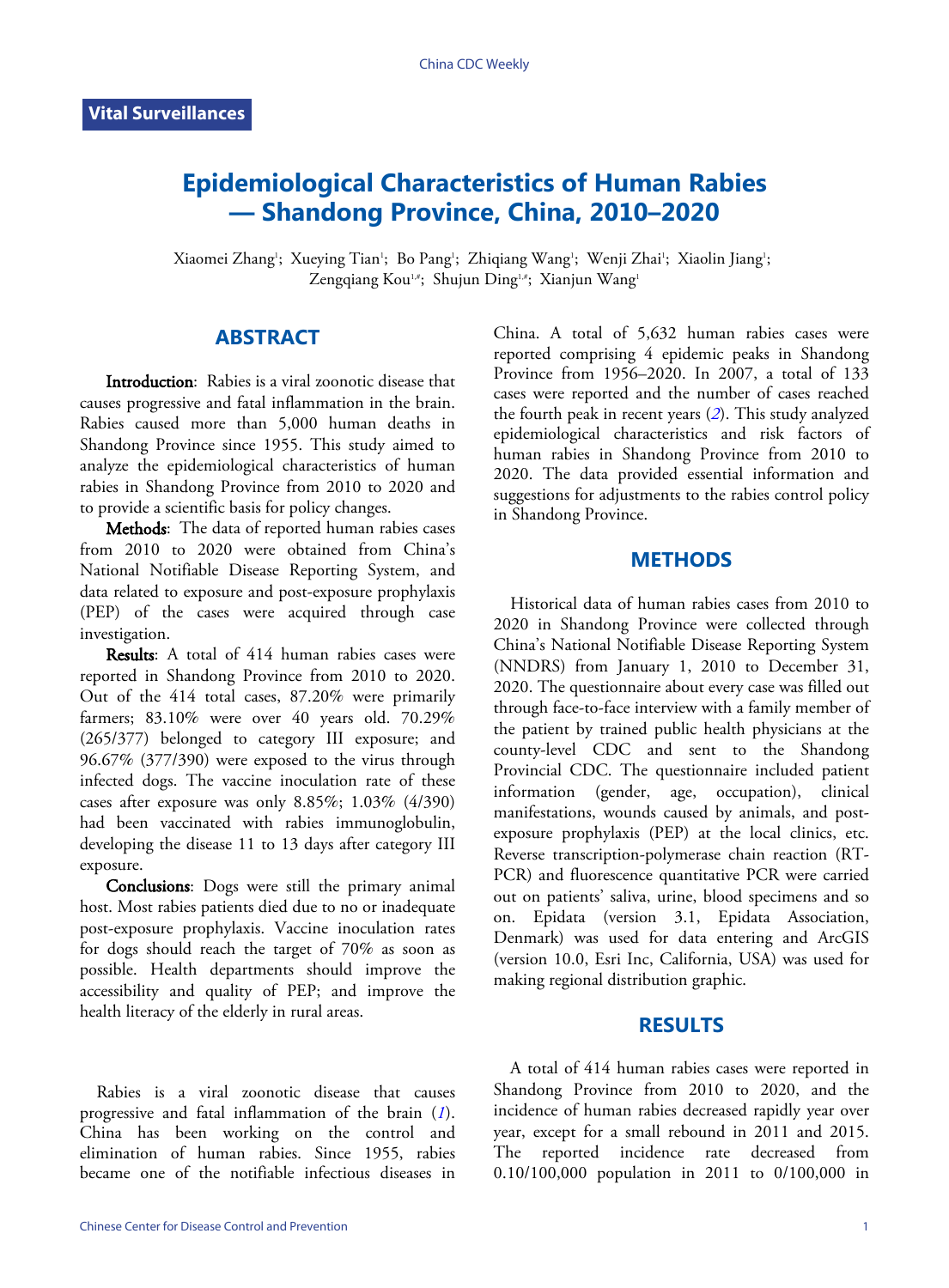Vital Surveillances

# Epidemiological Characteristics of Human Rabies — Shandong Province, China, 2010–2020

Xiaomei Zhang[1]; Xueying Tian[1]; Bo Pang[1]; Zhiqiang Wang[1]; Wenji Zhai[1]; Xiaolin Jiang[1]; Zengqiang Kou[1,#]; Shujun Ding[1,#]; Xianjun Wang[1]

## ABSTRACT

**Introduction**: Rabies is a viral zoonotic disease that causes progressive and fatal inflammation in the brain. Rabies caused more than 5,000 human deaths in Shandong Province since 1955. This study aimed to analyze the epidemiological characteristics of human rabies in Shandong Province from 2010 to 2020 and to provide a scientific basis for policy changes.

**Methods**: The data of reported human rabies cases from 2010 to 2020 were obtained from China's National Notifiable Disease Reporting System, and data related to exposure and post-exposure prophylaxis (PEP) of the cases were acquired through case investigation.

**Results**: A total of 414 human rabies cases were reported in Shandong Province from 2010 to 2020. Out of the 414 total cases, 87.20% were primarily farmers; 83.10% were over 40 years old. 70.29% (265/377) belonged to category III exposure; and 96.67% (377/390) were exposed to the virus through infected dogs. The vaccine inoculation rate of these cases after exposure was only 8.85%; 1.03% (4/390) had been vaccinated with rabies immunoglobulin, developing the disease 11 to 13 days after category III exposure.

**Conclusions**: Dogs were still the primary animal host. Most rabies patients died due to no or inadequate post-exposure prophylaxis. Vaccine inoculation rates for dogs should reach the target of 70% as soon as possible. Health departments should improve the accessibility and quality of PEP; and improve the health literacy of the elderly in rural areas.

Rabies is a viral zoonotic disease that causes progressive and fatal inflammation of the brain (*1*). China has been working on the control and elimination of human rabies. Since 1955, rabies became one of the notifiable infectious diseases in China. A total of 5,632 human rabies cases were reported comprising 4 epidemic peaks in Shandong Province from 1956–2020. In 2007, a total of 133 cases were reported and the number of cases reached the fourth peak in recent years (*2*). This study analyzed epidemiological characteristics and risk factors of human rabies in Shandong Province from 2010 to 2020. The data provided essential information and suggestions for adjustments to the rabies control policy in Shandong Province.

## METHODS

Historical data of human rabies cases from 2010 to 2020 in Shandong Province were collected through China's National Notifiable Disease Reporting System (NNDRS) from January 1, 2010 to December 31, 2020. The questionnaire about every case was filled out through face-to-face interview with a family member of the patient by trained public health physicians at the county-level CDC and sent to the Shandong Provincial CDC. The questionnaire included patient information (gender, age, occupation), clinical manifestations, wounds caused by animals, and post-exposure prophylaxis (PEP) at the local clinics, etc. Reverse transcription-polymerase chain reaction (RT-PCR) and fluorescence quantitative PCR were carried out on patients' saliva, urine, blood specimens and so on. Epidata (version 3.1, Epidata Association, Denmark) was used for data entering and ArcGIS (version 10.0, Esri Inc, California, USA) was used for making regional distribution graphic.

## RESULTS

A total of 414 human rabies cases were reported in Shandong Province from 2010 to 2020, and the incidence of human rabies decreased rapidly year over year, except for a small rebound in 2011 and 2015. The reported incidence rate decreased from 0.10/100,000 population in 2011 to 0/100,000 in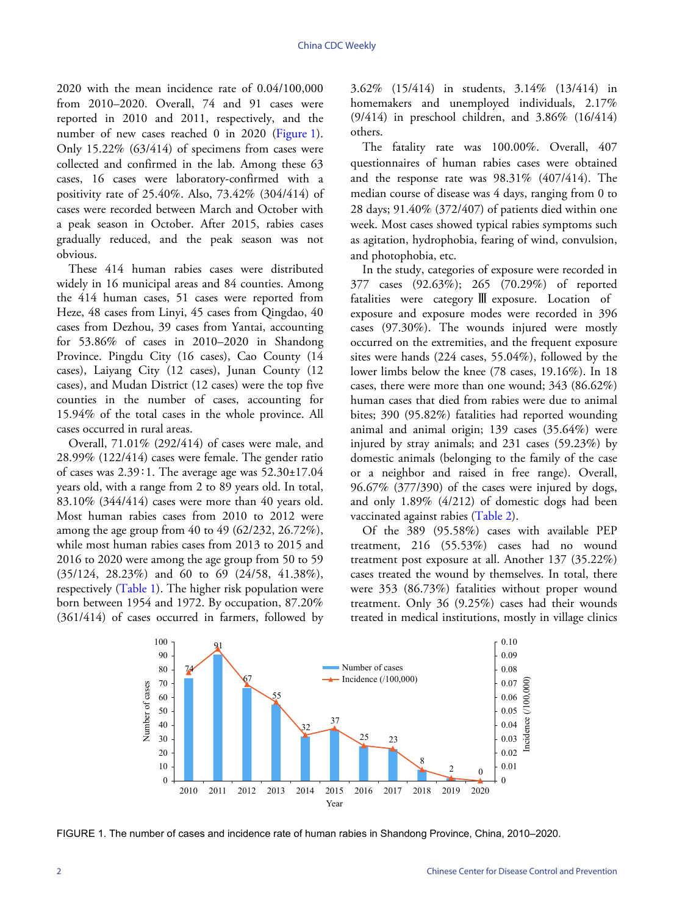2020 with the mean incidence rate of 0.04/100,000 from 2010–2020. Overall, 74 and 91 cases were reported in 2010 and 2011, respectively, and the number of new cases reached 0 in 2020 (Figure 1). Only 15.22% (63/414) of specimens from cases were collected and confirmed in the lab. Among these 63 cases, 16 cases were laboratory-confirmed with a positivity rate of 25.40%. Also, 73.42% (304/414) of cases were recorded between March and October with a peak season in October. After 2015, rabies cases gradually reduced, and the peak season was not obvious.

These 414 human rabies cases were distributed widely in 16 municipal areas and 84 counties. Among the 414 human cases, 51 cases were reported from Heze, 48 cases from Linyi, 45 cases from Qingdao, 40 cases from Dezhou, 39 cases from Yantai, accounting for 53.86% of cases in 2010–2020 in Shandong Province. Pingdu City (16 cases), Cao County (14 cases), Laiyang City (12 cases), Junan County (12 cases), and Mudan District (12 cases) were the top five counties in the number of cases, accounting for 15.94% of the total cases in the whole province. All cases occurred in rural areas.

Overall, 71.01% (292/414) of cases were male, and 28.99% (122/414) cases were female. The gender ratio of cases was 2.39∶1. The average age was 52.30±17.04 years old, with a range from 2 to 89 years old. In total, 83.10% (344/414) cases were more than 40 years old. Most human rabies cases from 2010 to 2012 were among the age group from 40 to 49 (62/232, 26.72%), while most human rabies cases from 2013 to 2015 and 2016 to 2020 were among the age group from 50 to 59 (35/124, 28.23%) and 60 to 69 (24/58, 41.38%), respectively (Table 1). The higher risk population were born between 1954 and 1972. By occupation, 87.20% (361/414) of cases occurred in farmers, followed by 3.62% (15/414) in students, 3.14% (13/414) in homemakers and unemployed individuals, 2.17% (9/414) in preschool children, and 3.86% (16/414) others.

The fatality rate was 100.00%. Overall, 407 questionnaires of human rabies cases were obtained and the response rate was 98.31% (407/414). The median course of disease was 4 days, ranging from 0 to 28 days; 91.40% (372/407) of patients died within one week. Most cases showed typical rabies symptoms such as agitation, hydrophobia, fearing of wind, convulsion, and photophobia, etc.

In the study, categories of exposure were recorded in 377 cases (92.63%); 265 (70.29%) of reported fatalities were category Ⅲ exposure. Location of exposure and exposure modes were recorded in 396 cases (97.30%). The wounds injured were mostly occurred on the extremities, and the frequent exposure sites were hands (224 cases, 55.04%), followed by the lower limbs below the knee (78 cases, 19.16%). In 18 cases, there were more than one wound; 343 (86.62%) human cases that died from rabies were due to animal bites; 390 (95.82%) fatalities had reported wounding animal and animal origin; 139 cases (35.64%) were injured by stray animals; and 231 cases (59.23%) by domestic animals (belonging to the family of the case or a neighbor and raised in free range). Overall, 96.67% (377/390) of the cases were injured by dogs, and only 1.89% (4/212) of domestic dogs had been vaccinated against rabies (Table 2).

Of the 389 (95.58%) cases with available PEP treatment, 216 (55.53%) cases had no wound treatment post exposure at all. Another 137 (35.22%) cases treated the wound by themselves. In total, there were 353 (86.73%) fatalities without proper wound treatment. Only 36 (9.25%) cases had their wounds treated in medical institutions, mostly in village clinics

| Year | Number of cases |
|---|---|
| 2010 | 74 |
| 2011 | 91 |
| 2012 | 67 |
| 2013 | 55 |
| 2014 | 32 |
| 2015 | 37 |
| 2016 | 25 |
| 2017 | 23 |
| 2018 | 8 |
| 2019 | 2 |
| 2020 | 0 |

FIGURE 1. The number of cases and incidence rate of human rabies in Shandong Province, China, 2010–2020.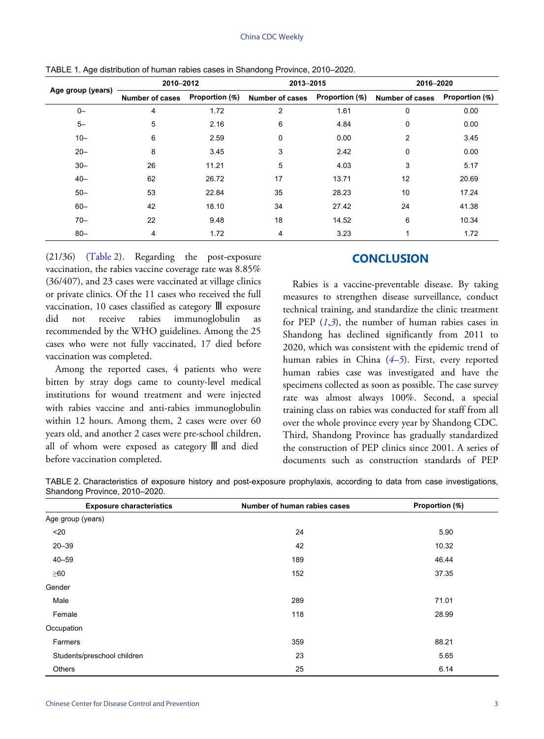TABLE 1. Age distribution of human rabies cases in Shandong Province, 2010–2020.

| Age group (years) | 2010–2012 | | 2013–2015 | | 2016–2020 | |
|---|---|---|---|---|---|---|
| | Number of cases | Proportion (%) | Number of cases | Proportion (%) | Number of cases | Proportion (%) |
| 0– | 4 | 1.72 | 2 | 1.61 | 0 | 0.00 |
| 5– | 5 | 2.16 | 6 | 4.84 | 0 | 0.00 |
| 10– | 6 | 2.59 | 0 | 0.00 | 2 | 3.45 |
| 20– | 8 | 3.45 | 3 | 2.42 | 0 | 0.00 |
| 30– | 26 | 11.21 | 5 | 4.03 | 3 | 5.17 |
| 40– | 62 | 26.72 | 17 | 13.71 | 12 | 20.69 |
| 50– | 53 | 22.84 | 35 | 28.23 | 10 | 17.24 |
| 60– | 42 | 18.10 | 34 | 27.42 | 24 | 41.38 |
| 70– | 22 | 9.48 | 18 | 14.52 | 6 | 10.34 |
| 80– | 4 | 1.72 | 4 | 3.23 | 1 | 1.72 |

(21/36) (Table 2). Regarding the post-exposure vaccination, the rabies vaccine coverage rate was 8.85% (36/407), and 23 cases were vaccinated at village clinics or private clinics. Of the 11 cases who received the full vaccination, 10 cases classified as category Ⅲ exposure did not receive rabies immunoglobulin as recommended by the WHO guidelines. Among the 25 cases who were not fully vaccinated, 17 died before vaccination was completed.

Among the reported cases, 4 patients who were bitten by stray dogs came to county-level medical institutions for wound treatment and were injected with rabies vaccine and anti-rabies immunoglobulin within 12 hours. Among them, 2 cases were over 60 years old, and another 2 cases were pre-school children, all of whom were exposed as category Ⅲ and died before vaccination completed.

## CONCLUSION

Rabies is a vaccine-preventable disease. By taking measures to strengthen disease surveillance, conduct technical training, and standardize the clinic treatment for PEP (*1*,*3*), the number of human rabies cases in Shandong has declined significantly from 2011 to 2020, which was consistent with the epidemic trend of human rabies in China (*4*–*5*). First, every reported human rabies case was investigated and have the specimens collected as soon as possible. The case survey rate was almost always 100%. Second, a special training class on rabies was conducted for staff from all over the whole province every year by Shandong CDC. Third, Shandong Province has gradually standardized the construction of PEP clinics since 2001. A series of documents such as construction standards of PEP

TABLE 2. Characteristics of exposure history and post-exposure prophylaxis, according to data from case investigations, Shandong Province, 2010–2020.

| Exposure characteristics | Number of human rabies cases | Proportion (%) |
|---|---|---|
| Age group (years) | | |
| <20 | 24 | 5.90 |
| 20–39 | 42 | 10.32 |
| 40–59 | 189 | 46.44 |
| ≥60 | 152 | 37.35 |
| Gender | | |
| Male | 289 | 71.01 |
| Female | 118 | 28.99 |
| Occupation | | |
| Farmers | 359 | 88.21 |
| Students/preschool children | 23 | 5.65 |
| Others | 25 | 6.14 |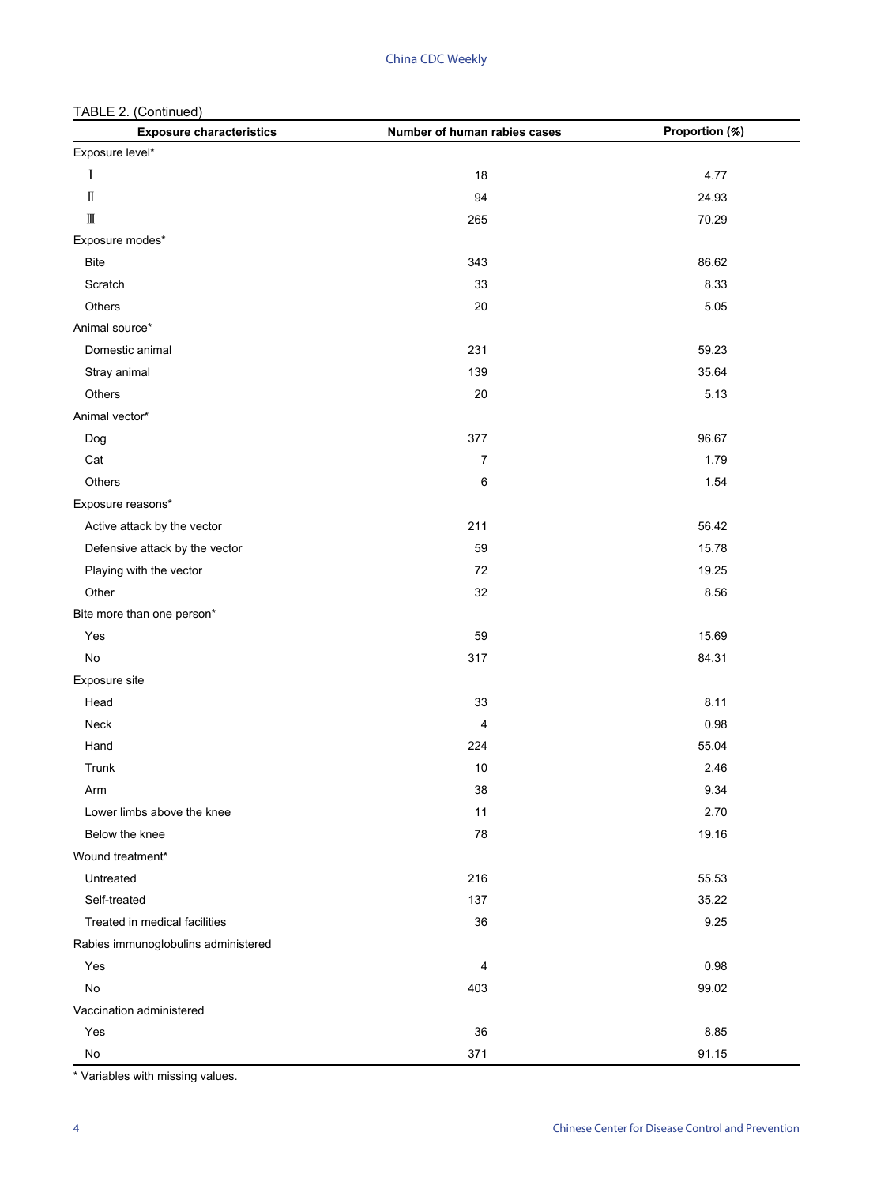TABLE 2. (Continued)

| Exposure characteristics | Number of human rabies cases | Proportion (%) |
|---|---|---|
| Exposure level* | | |
| Ⅰ | 18 | 4.77 |
| Ⅱ | 94 | 24.93 |
| Ⅲ | 265 | 70.29 |
| Exposure modes* | | |
| Bite | 343 | 86.62 |
| Scratch | 33 | 8.33 |
| Others | 20 | 5.05 |
| Animal source* | | |
| Domestic animal | 231 | 59.23 |
| Stray animal | 139 | 35.64 |
| Others | 20 | 5.13 |
| Animal vector* | | |
| Dog | 377 | 96.67 |
| Cat | 7 | 1.79 |
| Others | 6 | 1.54 |
| Exposure reasons* | | |
| Active attack by the vector | 211 | 56.42 |
| Defensive attack by the vector | 59 | 15.78 |
| Playing with the vector | 72 | 19.25 |
| Other | 32 | 8.56 |
| Bite more than one person* | | |
| Yes | 59 | 15.69 |
| No | 317 | 84.31 |
| Exposure site | | |
| Head | 33 | 8.11 |
| Neck | 4 | 0.98 |
| Hand | 224 | 55.04 |
| Trunk | 10 | 2.46 |
| Arm | 38 | 9.34 |
| Lower limbs above the knee | 11 | 2.70 |
| Below the knee | 78 | 19.16 |
| Wound treatment* | | |
| Untreated | 216 | 55.53 |
| Self-treated | 137 | 35.22 |
| Treated in medical facilities | 36 | 9.25 |
| Rabies immunoglobulins administered | | |
| Yes | 4 | 0.98 |
| No | 403 | 99.02 |
| Vaccination administered | | |
| Yes | 36 | 8.85 |
| No | 371 | 91.15 |

* Variables with missing values.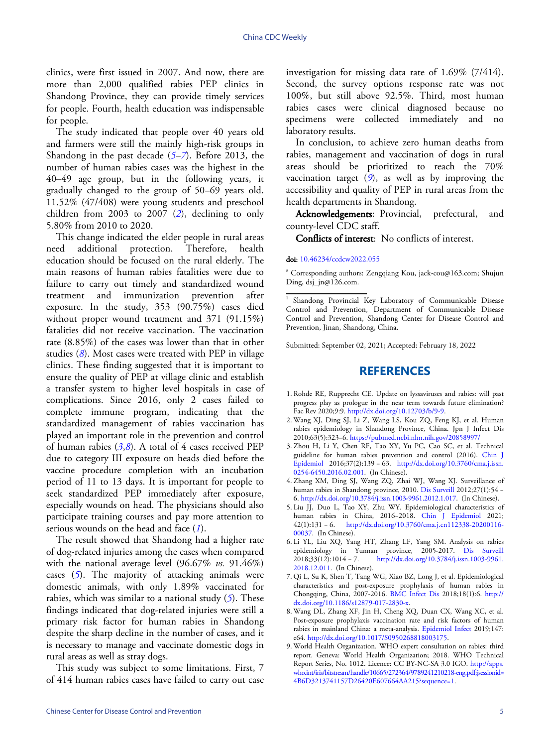clinics, were first issued in 2007. And now, there are more than 2,000 qualified rabies PEP clinics in Shandong Province, they can provide timely services for people. Fourth, health education was indispensable for people.

The study indicated that people over 40 years old and farmers were still the mainly high-risk groups in Shandong in the past decade (*5*–*7*). Before 2013, the number of human rabies cases was the highest in the 40–49 age group, but in the following years, it gradually changed to the group of 50–69 years old. 11.52% (47/408) were young students and preschool children from 2003 to 2007 (*2*), declining to only 5.80% from 2010 to 2020.

This change indicated the elder people in rural areas need additional protection. Therefore, health education should be focused on the rural elderly. The main reasons of human rabies fatalities were due to failure to carry out timely and standardized wound treatment and immunization prevention after exposure. In the study, 353 (90.75%) cases died without proper wound treatment and 371 (91.15%) fatalities did not receive vaccination. The vaccination rate (8.85%) of the cases was lower than that in other studies (*8*). Most cases were treated with PEP in village clinics. These finding suggested that it is important to ensure the quality of PEP at village clinic and establish a transfer system to higher level hospitals in case of complications. Since 2016, only 2 cases failed to complete immune program, indicating that the standardized management of rabies vaccination has played an important role in the prevention and control of human rabies (*3*,*8*). A total of 4 cases received PEP due to category III exposure on heads died before the vaccine procedure completion with an incubation period of 11 to 13 days. It is important for people to seek standardized PEP immediately after exposure, especially wounds on head. The physicians should also participate training courses and pay more attention to serious wounds on the head and face (*1*).

The result showed that Shandong had a higher rate of dog-related injuries among the cases when compared with the national average level (96.67% *vs.* 91.46%) cases (*5*). The majority of attacking animals were domestic animals, with only 1.89% vaccinated for rabies, which was similar to a national study (*5*). These findings indicated that dog-related injuries were still a primary risk factor for human rabies in Shandong despite the sharp decline in the number of cases, and it is necessary to manage and vaccinate domestic dogs in rural areas as well as stray dogs.

This study was subject to some limitations. First, 7 of 414 human rabies cases have failed to carry out case investigation for missing data rate of 1.69% (7/414). Second, the survey options response rate was not 100%, but still above 92.5%. Third, most human rabies cases were clinical diagnosed because no specimens were collected immediately and no laboratory results.

In conclusion, to achieve zero human deaths from rabies, management and vaccination of dogs in rural areas should be prioritized to reach the 70% vaccination target (*9*), as well as by improving the accessibility and quality of PEP in rural areas from the health departments in Shandong.

**Acknowledgements**: Provincial, prefectural, and county-level CDC staff.

**Conflicts of interest**: No conflicts of interest.

**doi:** 10.46234/ccdcw2022.055

[#] Corresponding authors: Zengqiang Kou, jack-cou@163.com; Shujun Ding, dsj_jn@126.com.

[1] Shandong Provincial Key Laboratory of Communicable Disease Control and Prevention, Department of Communicable Disease Control and Prevention, Shandong Center for Disease Control and Prevention, Jinan, Shandong, China.

Submitted: September 02, 2021; Accepted: February 18, 2022

## REFERENCES

1. Rohde RE, Rupprecht CE. Update on lyssaviruses and rabies: will past progress play as prologue in the near term towards future elimination? Fac Rev 2020;9:9. http://dx.doi.org/10.12703/b/9-9.
2. Wang XJ, Ding SJ, Li Z, Wang LS, Kou ZQ, Feng KJ, et al. Human rabies epidemiology in Shandong Province, China. Jpn J Infect Dis 2010;63(5):323–6. https://pubmed.ncbi.nlm.nih.gov/20858997/
3. Zhou H, Li Y, Chen RF, Tao XY, Yu PC, Cao SC, et al. Technical guideline for human rabies prevention and control (2016). Chin J Epidemiol 2016;37(2):139 – 63. http://dx.doi.org/10.3760/cma.j.issn.0254-6450.2016.02.001. (In Chinese).
4. Zhang XM, Ding SJ, Wang ZQ, Zhai WJ, Wang XJ. Surveillance of human rabies in Shandong province, 2010. Dis Surveill 2012;27(1):54 – 6. http://dx.doi.org/10.3784/j.issn.1003-9961.2012.1.017. (In Chinese).
5. Liu JJ, Duo L, Tao XY, Zhu WY. Epidemiological characteristics of human rabies in China, 2016–2018. Chin J Epidemiol 2021; 42(1):131 – 6. http://dx.doi.org/10.3760/cma.j.cn112338-20200116-00037. (In Chinese).
6. Li YL, Liu XQ, Yang HT, Zhang LF, Yang SM. Analysis on rabies epidemiology in Yunnan province, 2005-2017. Dis Surveill 2018;33(12):1014 – 7. http://dx.doi.org/10.3784/j.issn.1003-9961.2018.12.011. (In Chinese).
7. Qi L, Su K, Shen T, Tang WG, Xiao BZ, Long J, et al. Epidemiological characteristics and post-exposure prophylaxis of human rabies in Chongqing, China, 2007-2016. BMC Infect Dis 2018;18(1):6. http://dx.doi.org/10.1186/s12879-017-2830-x.
8. Wang DL, Zhang XF, Jin H, Cheng XQ, Duan CX, Wang XC, et al. Post-exposure prophylaxis vaccination rate and risk factors of human rabies in mainland China: a meta-analysis. Epidemiol Infect 2019;147: e64. http://dx.doi.org/10.1017/S0950268818003175.
9. World Health Organization. WHO expert consultation on rabies: third report. Geneva: World Health Organization; 2018. WHO Technical Report Series, No. 1012. Licence: CC BY-NC-SA 3.0 IGO. http://apps.who.int/iris/bitstream/handle/10665/272364/9789241210218-eng.pdf;jsessionid=4B6D3213741157D26420E607664AA215?sequence=1.